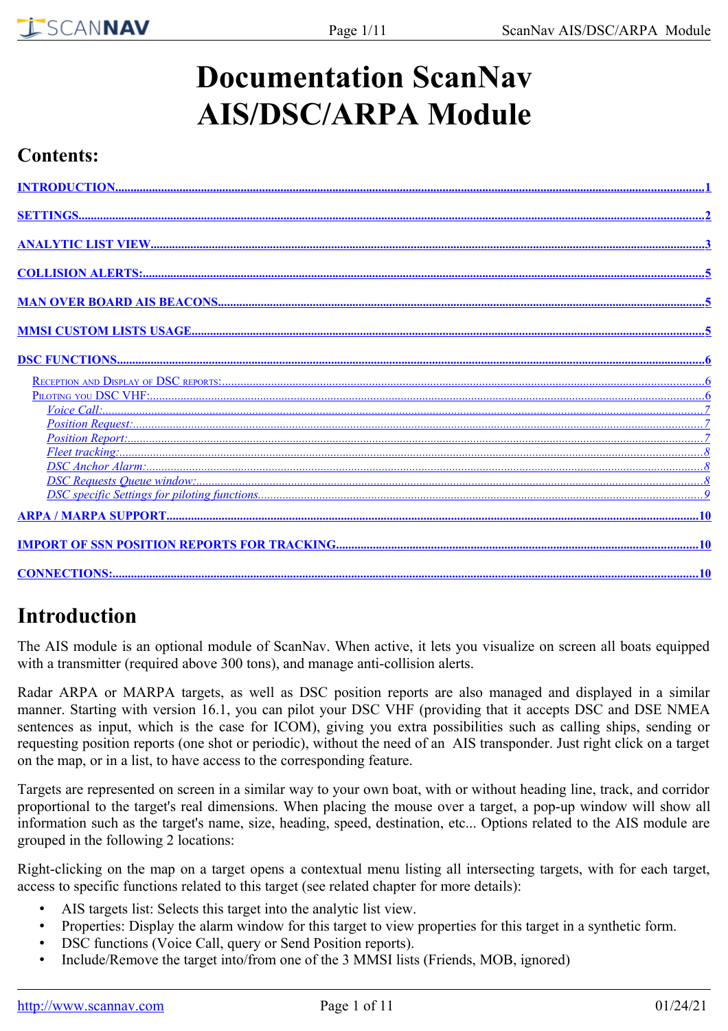# Documentation ScanNav AIS/DSC/ARPA Module

## Contents:

INTRODUCTION....1

SETTINGS....2

ANALYTIC LIST VIEW....3

COLLISION ALERTS:....5

MAN OVER BOARD AIS BEACONS....5

MMSI CUSTOM LISTS USAGE....5

DSC FUNCTIONS....6

- Reception and Display of DSC reports:....6
- Piloting you DSC VHF:....6
  - *Voice Call:*....7
  - *Position Request:*....7
  - *Position Report:*....7
  - *Fleet tracking:*....8
  - *DSC Anchor Alarm:*....8
  - *DSC Requests Queue window:*....8
  - *DSC specific Settings for piloting functions*....9

ARPA / MARPA SUPPORT....10

IMPORT OF SSN POSITION REPORTS FOR TRACKING....10

CONNECTIONS:....10

# Introduction

The AIS module is an optional module of ScanNav. When active, it lets you visualize on screen all boats equipped with a transmitter (required above 300 tons), and manage anti-collision alerts.

Radar ARPA or MARPA targets, as well as DSC position reports are also managed and displayed in a similar manner. Starting with version 16.1, you can pilot your DSC VHF (providing that it accepts DSC and DSE NMEA sentences as input, which is the case for ICOM), giving you extra possibilities such as calling ships, sending or requesting position reports (one shot or periodic), without the need of an AIS transponder. Just right click on a target on the map, or in a list, to have access to the corresponding feature.

Targets are represented on screen in a similar way to your own boat, with or without heading line, track, and corridor proportional to the target's real dimensions. When placing the mouse over a target, a pop-up window will show all information such as the target's name, size, heading, speed, destination, etc... Options related to the AIS module are grouped in the following 2 locations:

Right-clicking on the map on a target opens a contextual menu listing all intersecting targets, with for each target, access to specific functions related to this target (see related chapter for more details):

- AIS targets list: Selects this target into the analytic list view.
- Properties: Display the alarm window for this target to view properties for this target in a synthetic form.
- DSC functions (Voice Call, query or Send Position reports).
- Include/Remove the target into/from one of the 3 MMSI lists (Friends, MOB, ignored)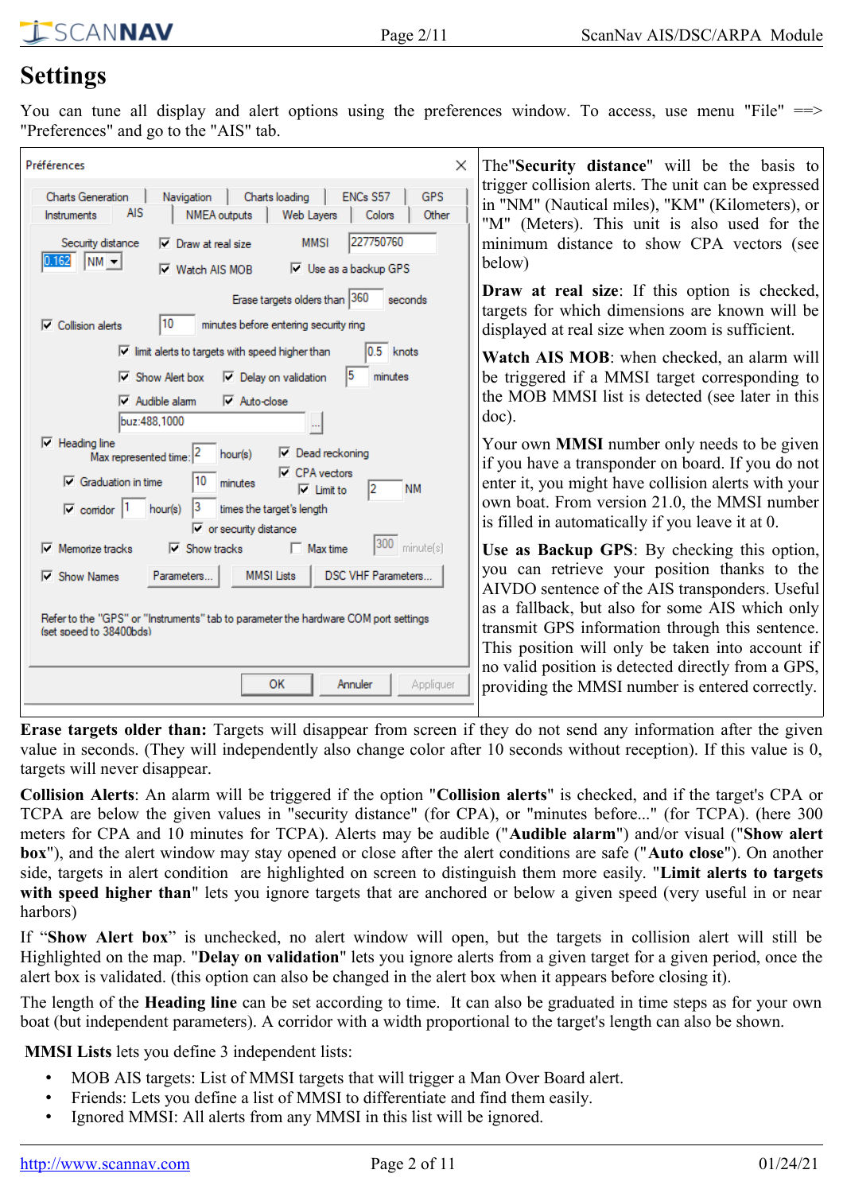# Settings

You can tune all display and alert options using the preferences window. To access, use menu "File" ==> "Preferences" and go to the "AIS" tab.

The "**Security distance**" will be the basis to trigger collision alerts. The unit can be expressed in "NM" (Nautical miles), "KM" (Kilometers), or "M" (Meters). This unit is also used for the minimum distance to show CPA vectors (see below)

**Draw at real size**: If this option is checked, targets for which dimensions are known will be displayed at real size when zoom is sufficient.

**Watch AIS MOB**: when checked, an alarm will be triggered if a MMSI target corresponding to the MOB MMSI list is detected (see later in this doc).

Your own **MMSI** number only needs to be given if you have a transponder on board. If you do not enter it, you might have collision alerts with your own boat. From version 21.0, the MMSI number is filled in automatically if you leave it at 0.

**Use as Backup GPS**: By checking this option, you can retrieve your position thanks to the AIVDO sentence of the AIS transponders. Useful as a fallback, but also for some AIS which only transmit GPS information through this sentence. This position will only be taken into account if no valid position is detected directly from a GPS, providing the MMSI number is entered correctly.

**Erase targets older than:** Targets will disappear from screen if they do not send any information after the given value in seconds. (They will independently also change color after 10 seconds without reception). If this value is 0, targets will never disappear.

**Collision Alerts**: An alarm will be triggered if the option "**Collision alerts**" is checked, and if the target's CPA or TCPA are below the given values in "security distance" (for CPA), or "minutes before..." (for TCPA). (here 300 meters for CPA and 10 minutes for TCPA). Alerts may be audible ("**Audible alarm**") and/or visual ("**Show alert box**"), and the alert window may stay opened or close after the alert conditions are safe ("**Auto close**"). On another side, targets in alert condition are highlighted on screen to distinguish them more easily. "**Limit alerts to targets with speed higher than**" lets you ignore targets that are anchored or below a given speed (very useful in or near harbors)

If "**Show Alert box**" is unchecked, no alert window will open, but the targets in collision alert will still be Highlighted on the map. "**Delay on validation**" lets you ignore alerts from a given target for a given period, once the alert box is validated. (this option can also be changed in the alert box when it appears before closing it).

The length of the **Heading line** can be set according to time. It can also be graduated in time steps as for your own boat (but independent parameters). A corridor with a width proportional to the target's length can also be shown.

**MMSI Lists** lets you define 3 independent lists:

- MOB AIS targets: List of MMSI targets that will trigger a Man Over Board alert.
- Friends: Lets you define a list of MMSI to differentiate and find them easily.
- Ignored MMSI: All alerts from any MMSI in this list will be ignored.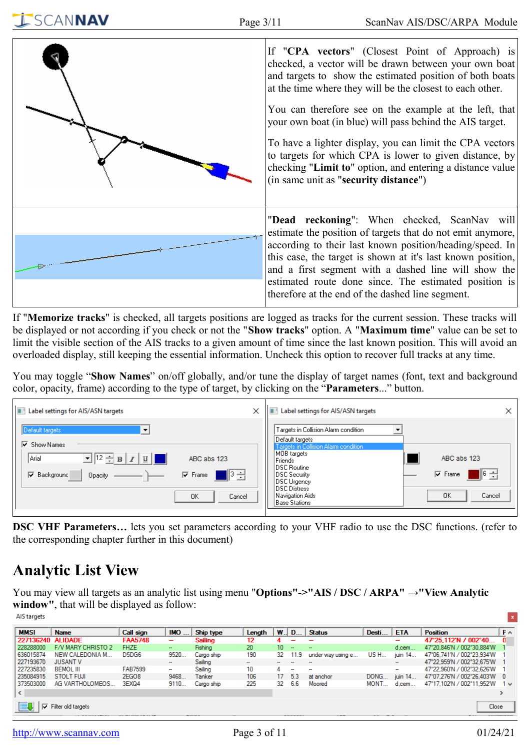| | |
|---|---|
| | If "**CPA vectors**" (Closest Point of Approach) is checked, a vector will be drawn between your own boat and targets to show the estimated position of both boats at the time where they will be the closest to each other. You can therefore see on the example at the left, that your own boat (in blue) will pass behind the AIS target. To have a lighter display, you can limit the CPA vectors to targets for which CPA is lower to given distance, by checking "**Limit to**" option, and entering a distance value (in same unit as "**security distance**") |
| | "**Dead reckoning**": When checked, ScanNav will estimate the position of targets that do not emit anymore, according to their last known position/heading/speed. In this case, the target is shown at it's last known position, and a first segment with a dashed line will show the estimated route done since. The estimated position is therefore at the end of the dashed line segment. |

If "**Memorize tracks**" is checked, all targets positions are logged as tracks for the current session. These tracks will be displayed or not according if you check or not the "**Show tracks**" option. A "**Maximum time**" value can be set to limit the visible section of the AIS tracks to a given amount of time since the last known position. This will avoid an overloaded display, still keeping the essential information. Uncheck this option to recover full tracks at any time.

You may toggle "**Show Names**" on/off globally, and/or tune the display of target names (font, text and background color, opacity, frame) according to the type of target, by clicking on the "**Parameters**..." button.

**DSC VHF Parameters…** lets you set parameters according to your VHF radio to use the DSC functions. (refer to the corresponding chapter further in this document)

# Analytic List View

You may view all targets as an analytic list using menu "**Options"->"AIS / DSC / ARPA" →"View Analytic window"**, that will be displayed as follow: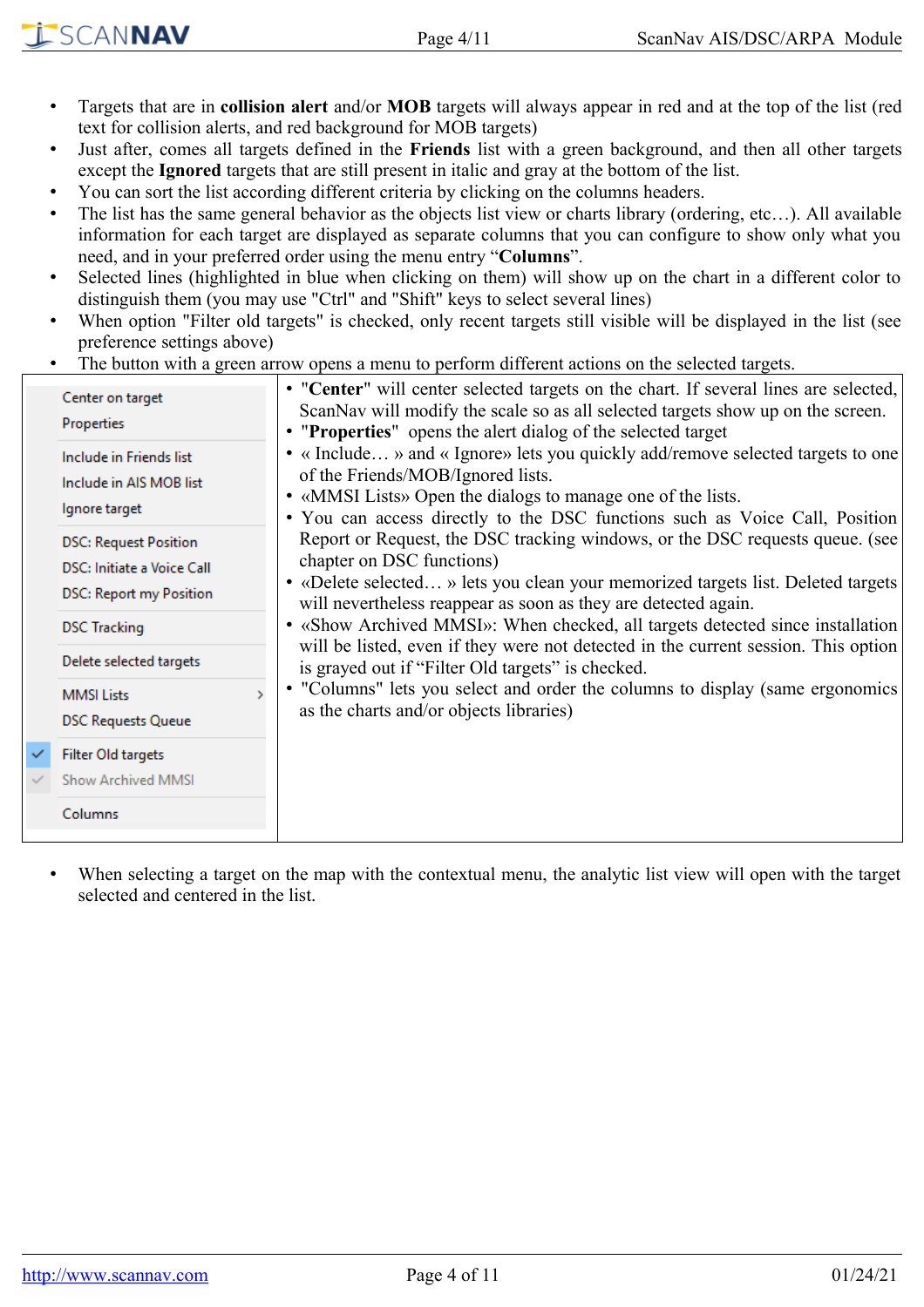- Targets that are in **collision alert** and/or **MOB** targets will always appear in red and at the top of the list (red text for collision alerts, and red background for MOB targets)
- Just after, comes all targets defined in the **Friends** list with a green background, and then all other targets except the **Ignored** targets that are still present in italic and gray at the bottom of the list.
- You can sort the list according different criteria by clicking on the columns headers.
- The list has the same general behavior as the objects list view or charts library (ordering, etc…). All available information for each target are displayed as separate columns that you can configure to show only what you need, and in your preferred order using the menu entry "**Columns**".
- Selected lines (highlighted in blue when clicking on them) will show up on the chart in a different color to distinguish them (you may use "Ctrl" and "Shift" keys to select several lines)
- When option "Filter old targets" is checked, only recent targets still visible will be displayed in the list (see preference settings above)
- The button with a green arrow opens a menu to perform different actions on the selected targets.

| Menu | Description |
|---|---|
| Center on target<br>Properties<br><br>Include in Friends list<br>Include in AIS MOB list<br>Ignore target<br><br>DSC: Request Position<br>DSC: Initiate a Voice Call<br>DSC: Report my Position<br><br>DSC Tracking<br><br>Delete selected targets<br><br>MMSI Lists ><br>DSC Requests Queue<br><br>✓ Filter Old targets<br>✓ Show Archived MMSI<br><br>Columns | • "**Center**" will center selected targets on the chart. If several lines are selected, ScanNav will modify the scale so as all selected targets show up on the screen.<br>• "**Properties**" opens the alert dialog of the selected target<br>• « Include… » and « Ignore» lets you quickly add/remove selected targets to one of the Friends/MOB/Ignored lists.<br>• «MMSI Lists» Open the dialogs to manage one of the lists.<br>• You can access directly to the DSC functions such as Voice Call, Position Report or Request, the DSC tracking windows, or the DSC requests queue. (see chapter on DSC functions)<br>• «Delete selected… » lets you clean your memorized targets list. Deleted targets will nevertheless reappear as soon as they are detected again.<br>• «Show Archived MMSI»: When checked, all targets detected since installation will be listed, even if they were not detected in the current session. This option is grayed out if "Filter Old targets" is checked.<br>• "Columns" lets you select and order the columns to display (same ergonomics as the charts and/or objects libraries) |

- When selecting a target on the map with the contextual menu, the analytic list view will open with the target selected and centered in the list.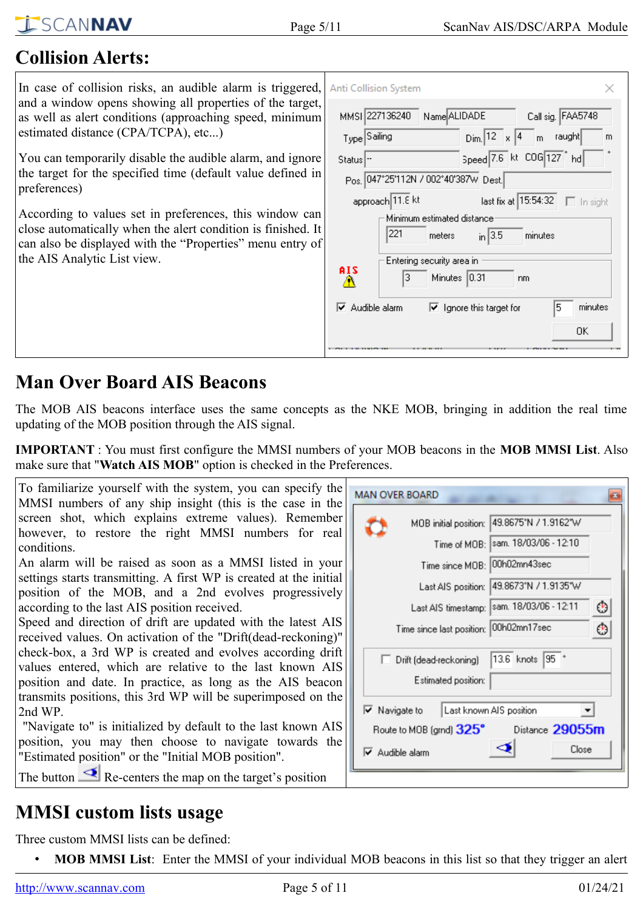## Collision Alerts:

In case of collision risks, an audible alarm is triggered, and a window opens showing all properties of the target, as well as alert conditions (approaching speed, minimum estimated distance (CPA/TCPA), etc...)

You can temporarily disable the audible alarm, and ignore the target for the specified time (default value defined in preferences)

According to values set in preferences, this window can close automatically when the alert condition is finished. It can also be displayed with the “Properties” menu entry of the AIS Analytic List view.

## Man Over Board AIS Beacons

The MOB AIS beacons interface uses the same concepts as the NKE MOB, bringing in addition the real time updating of the MOB position through the AIS signal.

**IMPORTANT** : You must first configure the MMSI numbers of your MOB beacons in the **MOB MMSI List**. Also make sure that "**Watch AIS MOB**" option is checked in the Preferences.

To familiarize yourself with the system, you can specify the MMSI numbers of any ship insight (this is the case in the screen shot, which explains extreme values). Remember however, to restore the right MMSI numbers for real conditions.

An alarm will be raised as soon as a MMSI listed in your settings starts transmitting. A first WP is created at the initial position of the MOB, and a 2nd evolves progressively according to the last AIS position received.

Speed and direction of drift are updated with the latest AIS received values. On activation of the "Drift(dead-reckoning)" check-box, a 3rd WP is created and evolves according drift values entered, which are relative to the last known AIS position and date. In practice, as long as the AIS beacon transmits positions, this 3rd WP will be superimposed on the 2nd WP.

"Navigate to" is initialized by default to the last known AIS position, you may then choose to navigate towards the "Estimated position" or the "Initial MOB position".

The button Re-centers the map on the target’s position

## MMSI custom lists usage

Three custom MMSI lists can be defined:

- **MOB MMSI List**: Enter the MMSI of your individual MOB beacons in this list so that they trigger an alert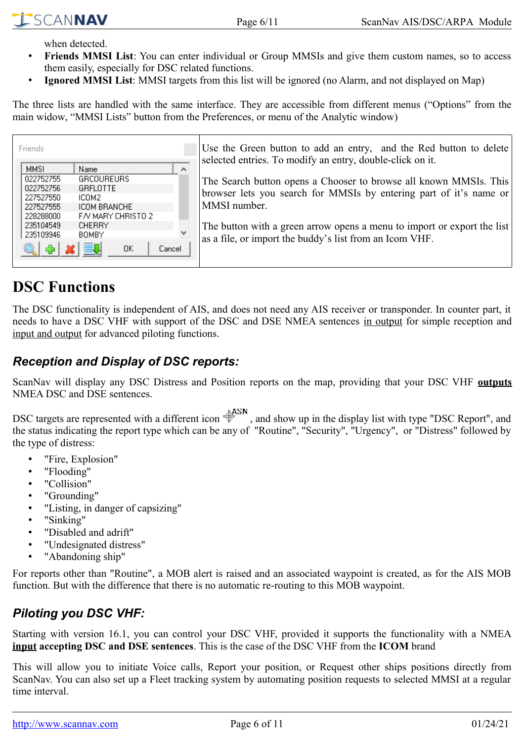when detected.

- **Friends MMSI List**: You can enter individual or Group MMSIs and give them custom names, so to access them easily, especially for DSC related functions.
- **Ignored MMSI List**: MMSI targets from this list will be ignored (no Alarm, and not displayed on Map)

The three lists are handled with the same interface. They are accessible from different menus ("Options" from the main widow, "MMSI Lists" button from the Preferences, or menu of the Analytic window)

Use the Green button to add an entry, and the Red button to delete selected entries. To modify an entry, double-click on it.

The Search button opens a Chooser to browse all known MMSIs. This browser lets you search for MMSIs by entering part of it's name or MMSI number.

The button with a green arrow opens a menu to import or export the list as a file, or import the buddy's list from an Icom VHF.

# DSC Functions

The DSC functionality is independent of AIS, and does not need any AIS receiver or transponder. In counter part, it needs to have a DSC VHF with support of the DSC and DSE NMEA sentences in output for simple reception and input and output for advanced piloting functions.

## *Reception and Display of DSC reports:*

ScanNav will display any DSC Distress and Position reports on the map, providing that your DSC VHF **outputs** NMEA DSC and DSE sentences.

DSC targets are represented with a different icon, and show up in the display list with type "DSC Report", and the status indicating the report type which can be any of "Routine", "Security", "Urgency", or "Distress" followed by the type of distress:

- "Fire, Explosion"
- "Flooding"
- "Collision"
- "Grounding"
- "Listing, in danger of capsizing"
- "Sinking"
- "Disabled and adrift"
- "Undesignated distress"
- "Abandoning ship"

For reports other than "Routine", a MOB alert is raised and an associated waypoint is created, as for the AIS MOB function. But with the difference that there is no automatic re-routing to this MOB waypoint.

## *Piloting you DSC VHF:*

Starting with version 16.1, you can control your DSC VHF, provided it supports the functionality with a NMEA **input accepting DSC and DSE sentences**. This is the case of the DSC VHF from the **ICOM** brand

This will allow you to initiate Voice calls, Report your position, or Request other ships positions directly from ScanNav. You can also set up a Fleet tracking system by automating position requests to selected MMSI at a regular time interval.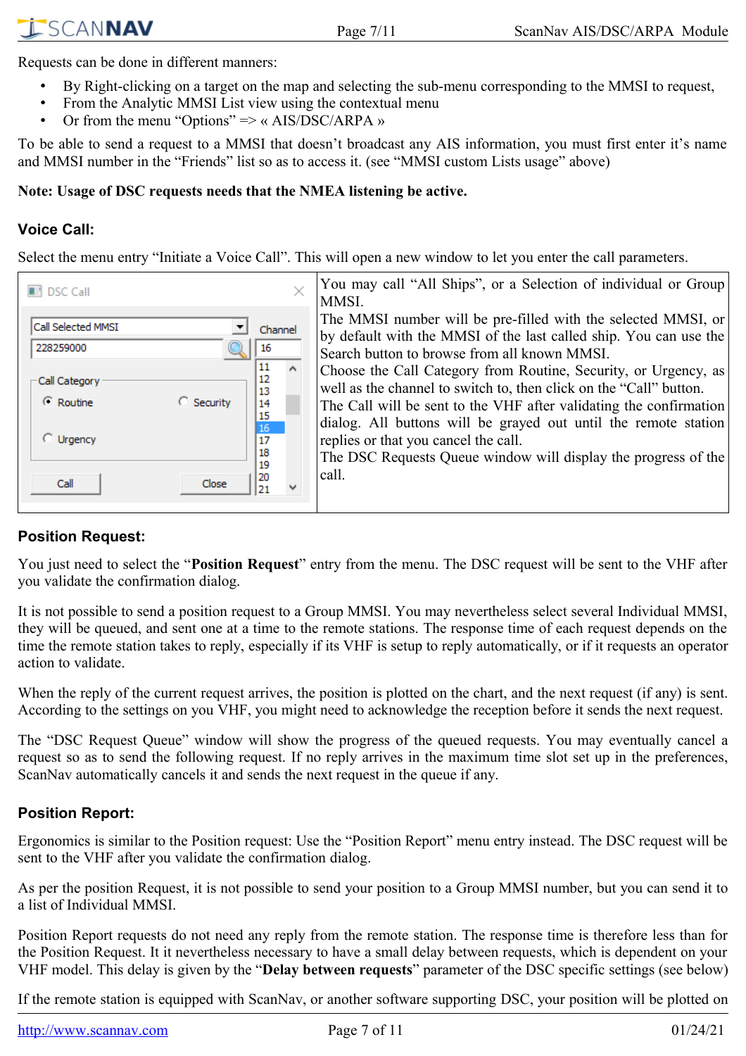Requests can be done in different manners:

- By Right-clicking on a target on the map and selecting the sub-menu corresponding to the MMSI to request,
- From the Analytic MMSI List view using the contextual menu
- Or from the menu “Options” => « AIS/DSC/ARPA »

To be able to send a request to a MMSI that doesn’t broadcast any AIS information, you must first enter it’s name and MMSI number in the “Friends” list so as to access it. (see “MMSI custom Lists usage” above)

**Note: Usage of DSC requests needs that the NMEA listening be active.**

## Voice Call:

Select the menu entry “Initiate a Voice Call”. This will open a new window to let you enter the call parameters.

You may call “All Ships”, or a Selection of individual or Group MMSI.
The MMSI number will be pre-filled with the selected MMSI, or by default with the MMSI of the last called ship. You can use the Search button to browse from all known MMSI.
Choose the Call Category from Routine, Security, or Urgency, as well as the channel to switch to, then click on the “Call” button.
The Call will be sent to the VHF after validating the confirmation dialog. All buttons will be grayed out until the remote station replies or that you cancel the call.
The DSC Requests Queue window will display the progress of the call.

## Position Request:

You just need to select the “**Position Request**” entry from the menu. The DSC request will be sent to the VHF after you validate the confirmation dialog.

It is not possible to send a position request to a Group MMSI. You may nevertheless select several Individual MMSI, they will be queued, and sent one at a time to the remote stations. The response time of each request depends on the time the remote station takes to reply, especially if its VHF is setup to reply automatically, or if it requests an operator action to validate.

When the reply of the current request arrives, the position is plotted on the chart, and the next request (if any) is sent. According to the settings on you VHF, you might need to acknowledge the reception before it sends the next request.

The “DSC Request Queue” window will show the progress of the queued requests. You may eventually cancel a request so as to send the following request. If no reply arrives in the maximum time slot set up in the preferences, ScanNav automatically cancels it and sends the next request in the queue if any.

## Position Report:

Ergonomics is similar to the Position request: Use the “Position Report” menu entry instead. The DSC request will be sent to the VHF after you validate the confirmation dialog.

As per the position Request, it is not possible to send your position to a Group MMSI number, but you can send it to a list of Individual MMSI.

Position Report requests do not need any reply from the remote station. The response time is therefore less than for the Position Request. It it nevertheless necessary to have a small delay between requests, which is dependent on your VHF model. This delay is given by the “**Delay between requests**” parameter of the DSC specific settings (see below)

If the remote station is equipped with ScanNav, or another software supporting DSC, your position will be plotted on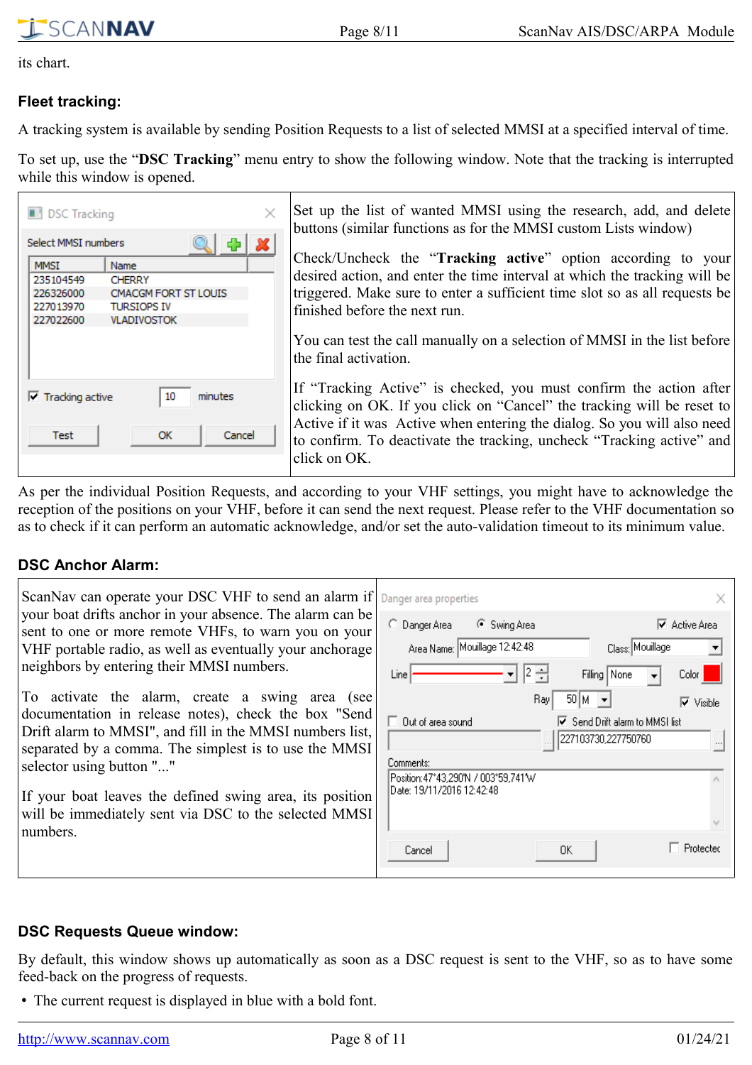its chart.

### Fleet tracking:

A tracking system is available by sending Position Requests to a list of selected MMSI at a specified interval of time.

To set up, use the "**DSC Tracking**" menu entry to show the following window. Note that the tracking is interrupted while this window is opened.

Set up the list of wanted MMSI using the research, add, and delete buttons (similar functions as for the MMSI custom Lists window)

Check/Uncheck the "**Tracking active**" option according to your desired action, and enter the time interval at which the tracking will be triggered. Make sure to enter a sufficient time slot so as all requests be finished before the next run.

You can test the call manually on a selection of MMSI in the list before the final activation.

If "Tracking Active" is checked, you must confirm the action after clicking on OK. If you click on "Cancel" the tracking will be reset to Active if it was Active when entering the dialog. So you will also need to confirm. To deactivate the tracking, uncheck "Tracking active" and click on OK.

As per the individual Position Requests, and according to your VHF settings, you might have to acknowledge the reception of the positions on your VHF, before it can send the next request. Please refer to the VHF documentation so as to check if it can perform an automatic acknowledge, and/or set the auto-validation timeout to its minimum value.

### DSC Anchor Alarm:

ScanNav can operate your DSC VHF to send an alarm if your boat drifts anchor in your absence. The alarm can be sent to one or more remote VHFs, to warn you on your VHF portable radio, as well as eventually your anchorage neighbors by entering their MMSI numbers.

To activate the alarm, create a swing area (see documentation in release notes), check the box "Send Drift alarm to MMSI", and fill in the MMSI numbers list, separated by a comma. The simplest is to use the MMSI selector using button "..."

If your boat leaves the defined swing area, its position will be immediately sent via DSC to the selected MMSI numbers.

### DSC Requests Queue window:

By default, this window shows up automatically as soon as a DSC request is sent to the VHF, so as to have some feed-back on the progress of requests.

- The current request is displayed in blue with a bold font.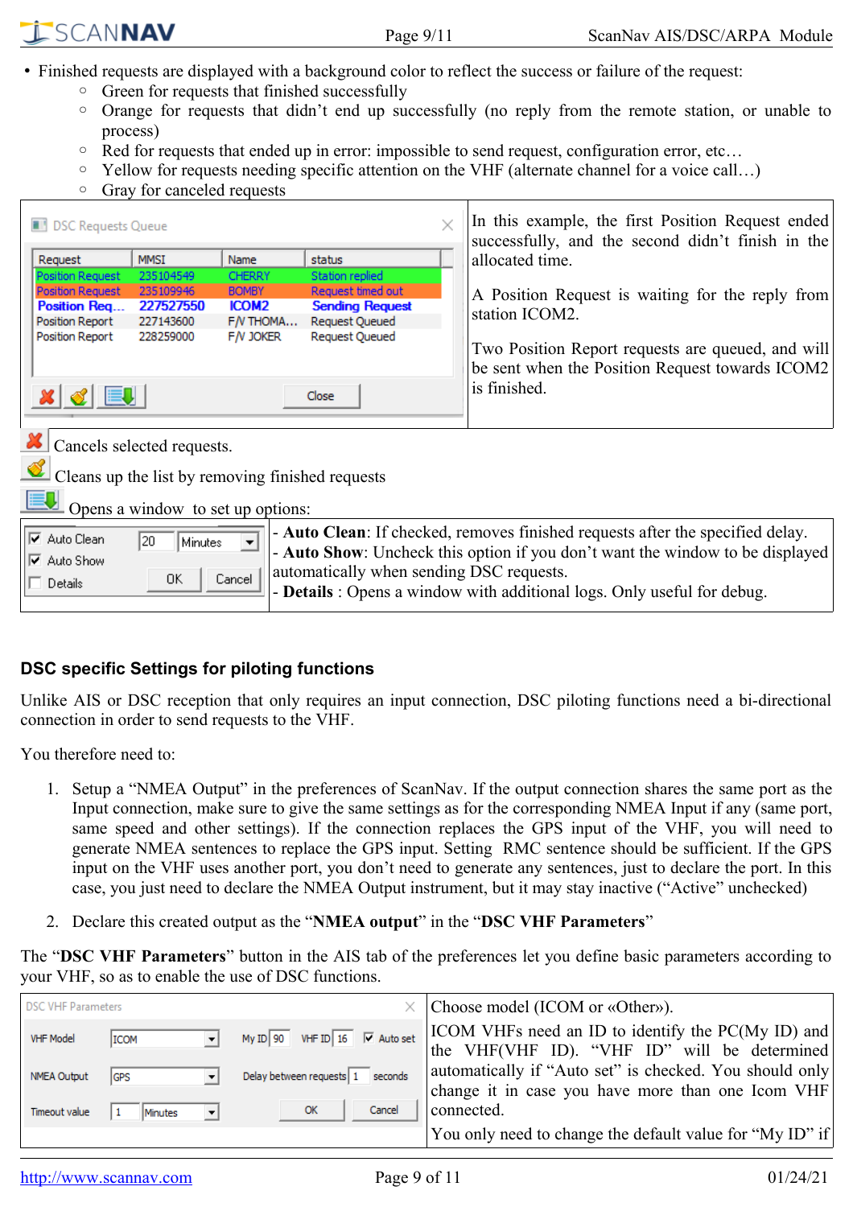- Finished requests are displayed with a background color to reflect the success or failure of the request:
  - Green for requests that finished successfully
  - Orange for requests that didn't end up successfully (no reply from the remote station, or unable to process)
  - Red for requests that ended up in error: impossible to send request, configuration error, etc…
  - Yellow for requests needing specific attention on the VHF (alternate channel for a voice call…)
  - Gray for canceled requests

In this example, the first Position Request ended successfully, and the second didn't finish in the allocated time.

A Position Request is waiting for the reply from station ICOM2.

Two Position Report requests are queued, and will be sent when the Position Request towards ICOM2 is finished.

Cancels selected requests.

Cleans up the list by removing finished requests

Opens a window to set up options:

- **Auto Clean**: If checked, removes finished requests after the specified delay.
- **Auto Show**: Uncheck this option if you don't want the window to be displayed automatically when sending DSC requests.
- **Details** : Opens a window with additional logs. Only useful for debug.

## DSC specific Settings for piloting functions

Unlike AIS or DSC reception that only requires an input connection, DSC piloting functions need a bi-directional connection in order to send requests to the VHF.

You therefore need to:

1. Setup a "NMEA Output" in the preferences of ScanNav. If the output connection shares the same port as the Input connection, make sure to give the same settings as for the corresponding NMEA Input if any (same port, same speed and other settings). If the connection replaces the GPS input of the VHF, you will need to generate NMEA sentences to replace the GPS input. Setting RMC sentence should be sufficient. If the GPS input on the VHF uses another port, you don't need to generate any sentences, just to declare the port. In this case, you just need to declare the NMEA Output instrument, but it may stay inactive ("Active" unchecked)
2. Declare this created output as the "**NMEA output**" in the "**DSC VHF Parameters**"

The "**DSC VHF Parameters**" button in the AIS tab of the preferences let you define basic parameters according to your VHF, so as to enable the use of DSC functions.

Choose model (ICOM or «Other»).

ICOM VHFs need an ID to identify the PC(My ID) and the VHF(VHF ID). "VHF ID" will be determined automatically if "Auto set" is checked. You should only change it in case you have more than one Icom VHF connected.

You only need to change the default value for "My ID" if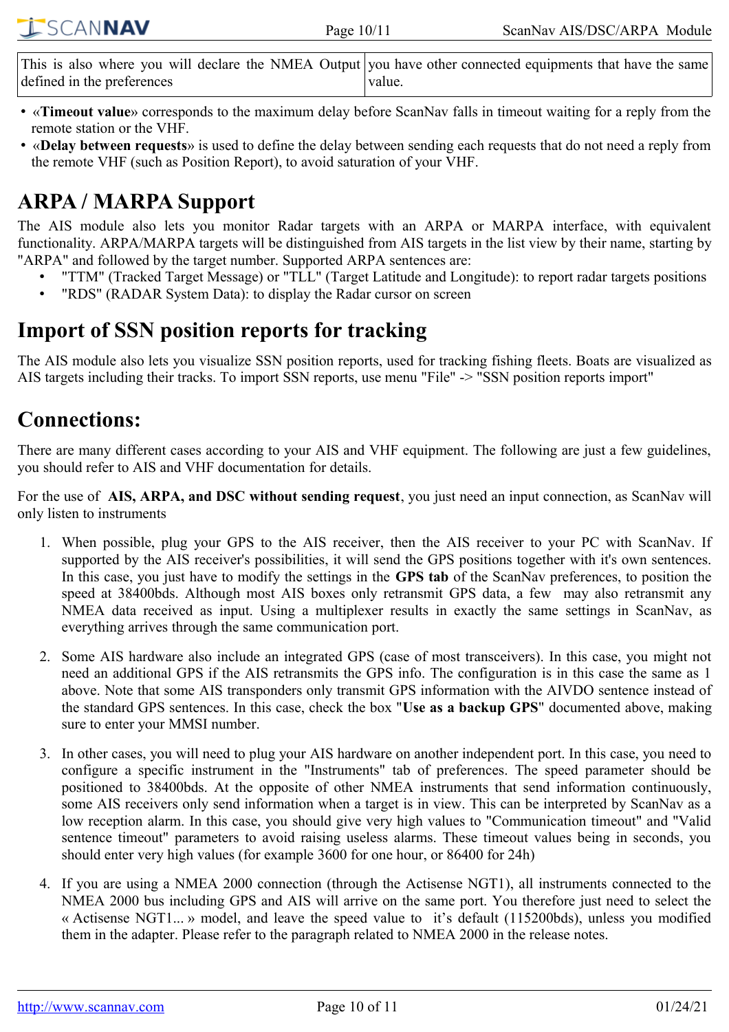| This is also where you will declare the NMEA Output defined in the preferences | you have other connected equipments that have the same value. |
|---|---|

- «**Timeout value**» corresponds to the maximum delay before ScanNav falls in timeout waiting for a reply from the remote station or the VHF.
- «**Delay between requests**» is used to define the delay between sending each requests that do not need a reply from the remote VHF (such as Position Report), to avoid saturation of your VHF.

# ARPA / MARPA Support

The AIS module also lets you monitor Radar targets with an ARPA or MARPA interface, with equivalent functionality. ARPA/MARPA targets will be distinguished from AIS targets in the list view by their name, starting by "ARPA" and followed by the target number. Supported ARPA sentences are:

- "TTM" (Tracked Target Message) or "TLL" (Target Latitude and Longitude): to report radar targets positions
- "RDS" (RADAR System Data): to display the Radar cursor on screen

# Import of SSN position reports for tracking

The AIS module also lets you visualize SSN position reports, used for tracking fishing fleets. Boats are visualized as AIS targets including their tracks. To import SSN reports, use menu "File" -> "SSN position reports import"

# Connections:

There are many different cases according to your AIS and VHF equipment. The following are just a few guidelines, you should refer to AIS and VHF documentation for details.

For the use of **AIS, ARPA, and DSC without sending request**, you just need an input connection, as ScanNav will only listen to instruments

1. When possible, plug your GPS to the AIS receiver, then the AIS receiver to your PC with ScanNav. If supported by the AIS receiver's possibilities, it will send the GPS positions together with it's own sentences. In this case, you just have to modify the settings in the **GPS tab** of the ScanNav preferences, to position the speed at 38400bds. Although most AIS boxes only retransmit GPS data, a few may also retransmit any NMEA data received as input. Using a multiplexer results in exactly the same settings in ScanNav, as everything arrives through the same communication port.

2. Some AIS hardware also include an integrated GPS (case of most transceivers). In this case, you might not need an additional GPS if the AIS retransmits the GPS info. The configuration is in this case the same as 1 above. Note that some AIS transponders only transmit GPS information with the AIVDO sentence instead of the standard GPS sentences. In this case, check the box "**Use as a backup GPS**" documented above, making sure to enter your MMSI number.

3. In other cases, you will need to plug your AIS hardware on another independent port. In this case, you need to configure a specific instrument in the "Instruments" tab of preferences. The speed parameter should be positioned to 38400bds. At the opposite of other NMEA instruments that send information continuously, some AIS receivers only send information when a target is in view. This can be interpreted by ScanNav as a low reception alarm. In this case, you should give very high values to "Communication timeout" and "Valid sentence timeout" parameters to avoid raising useless alarms. These timeout values being in seconds, you should enter very high values (for example 3600 for one hour, or 86400 for 24h)

4. If you are using a NMEA 2000 connection (through the Actisense NGT1), all instruments connected to the NMEA 2000 bus including GPS and AIS will arrive on the same port. You therefore just need to select the « Actisense NGT1... » model, and leave the speed value to it's default (115200bds), unless you modified them in the adapter. Please refer to the paragraph related to NMEA 2000 in the release notes.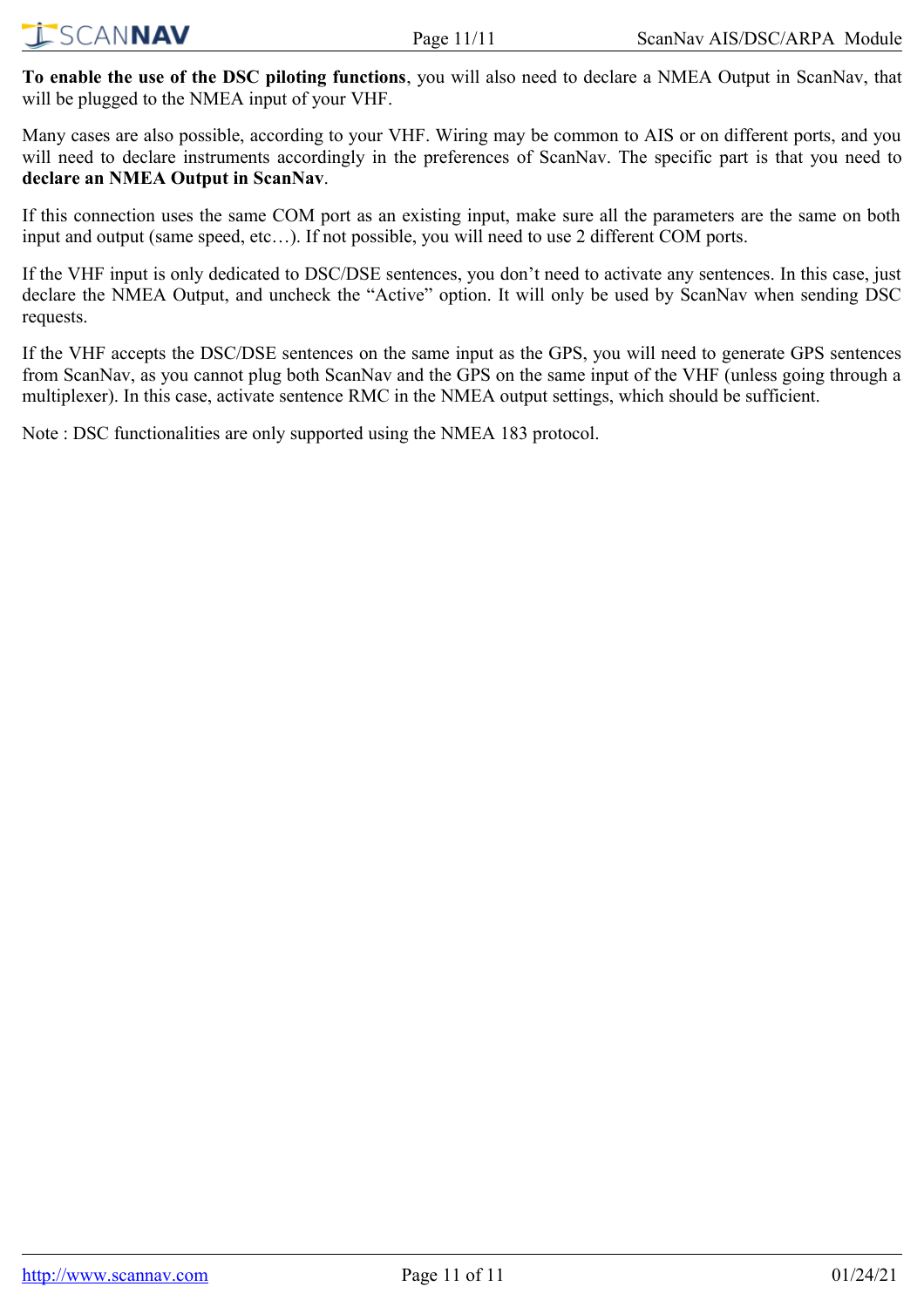**To enable the use of the DSC piloting functions**, you will also need to declare a NMEA Output in ScanNav, that will be plugged to the NMEA input of your VHF.

Many cases are also possible, according to your VHF. Wiring may be common to AIS or on different ports, and you will need to declare instruments accordingly in the preferences of ScanNav. The specific part is that you need to **declare an NMEA Output in ScanNav**.

If this connection uses the same COM port as an existing input, make sure all the parameters are the same on both input and output (same speed, etc…). If not possible, you will need to use 2 different COM ports.

If the VHF input is only dedicated to DSC/DSE sentences, you don't need to activate any sentences. In this case, just declare the NMEA Output, and uncheck the "Active" option. It will only be used by ScanNav when sending DSC requests.

If the VHF accepts the DSC/DSE sentences on the same input as the GPS, you will need to generate GPS sentences from ScanNav, as you cannot plug both ScanNav and the GPS on the same input of the VHF (unless going through a multiplexer). In this case, activate sentence RMC in the NMEA output settings, which should be sufficient.

Note : DSC functionalities are only supported using the NMEA 183 protocol.